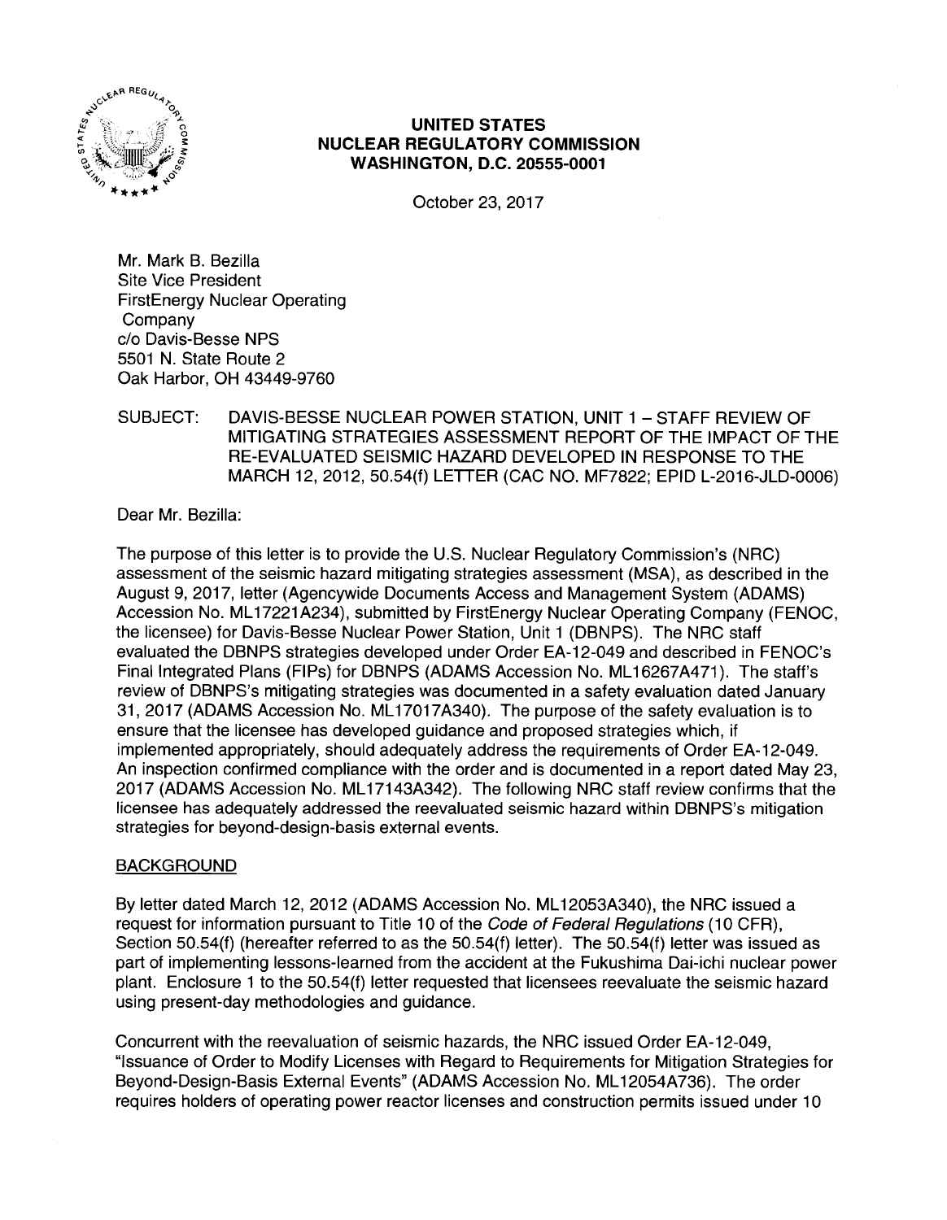**UNITED STATES**
**NUCLEAR REGULATORY COMMISSION**
**WASHINGTON, D.C. 20555-0001**

October 23, 2017

Mr. Mark B. Bezilla
Site Vice President
FirstEnergy Nuclear Operating
Company
c/o Davis-Besse NPS
5501 N. State Route 2
Oak Harbor, OH 43449-9760

SUBJECT: DAVIS-BESSE NUCLEAR POWER STATION, UNIT 1 – STAFF REVIEW OF MITIGATING STRATEGIES ASSESSMENT REPORT OF THE IMPACT OF THE RE-EVALUATED SEISMIC HAZARD DEVELOPED IN RESPONSE TO THE MARCH 12, 2012, 50.54(f) LETTER (CAC NO. MF7822; EPID L-2016-JLD-0006)

Dear Mr. Bezilla:

The purpose of this letter is to provide the U.S. Nuclear Regulatory Commission's (NRC) assessment of the seismic hazard mitigating strategies assessment (MSA), as described in the August 9, 2017, letter (Agencywide Documents Access and Management System (ADAMS) Accession No. ML17221A234), submitted by FirstEnergy Nuclear Operating Company (FENOC, the licensee) for Davis-Besse Nuclear Power Station, Unit 1 (DBNPS). The NRC staff evaluated the DBNPS strategies developed under Order EA-12-049 and described in FENOC's Final Integrated Plans (FIPs) for DBNPS (ADAMS Accession No. ML16267A471). The staff's review of DBNPS's mitigating strategies was documented in a safety evaluation dated January 31, 2017 (ADAMS Accession No. ML17017A340). The purpose of the safety evaluation is to ensure that the licensee has developed guidance and proposed strategies which, if implemented appropriately, should adequately address the requirements of Order EA-12-049. An inspection confirmed compliance with the order and is documented in a report dated May 23, 2017 (ADAMS Accession No. ML17143A342). The following NRC staff review confirms that the licensee has adequately addressed the reevaluated seismic hazard within DBNPS's mitigation strategies for beyond-design-basis external events.

## BACKGROUND

By letter dated March 12, 2012 (ADAMS Accession No. ML12053A340), the NRC issued a request for information pursuant to Title 10 of the *Code of Federal Regulations* (10 CFR), Section 50.54(f) (hereafter referred to as the 50.54(f) letter). The 50.54(f) letter was issued as part of implementing lessons-learned from the accident at the Fukushima Dai-ichi nuclear power plant. Enclosure 1 to the 50.54(f) letter requested that licensees reevaluate the seismic hazard using present-day methodologies and guidance.

Concurrent with the reevaluation of seismic hazards, the NRC issued Order EA-12-049, "Issuance of Order to Modify Licenses with Regard to Requirements for Mitigation Strategies for Beyond-Design-Basis External Events" (ADAMS Accession No. ML12054A736). The order requires holders of operating power reactor licenses and construction permits issued under 10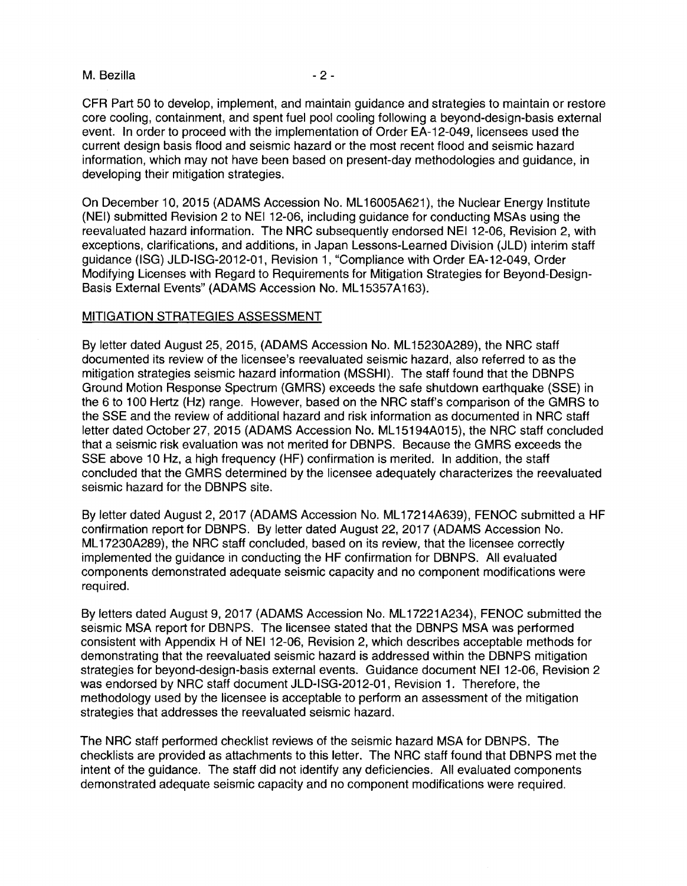CFR Part 50 to develop, implement, and maintain guidance and strategies to maintain or restore core cooling, containment, and spent fuel pool cooling following a beyond-design-basis external event. In order to proceed with the implementation of Order EA-12-049, licensees used the current design basis flood and seismic hazard or the most recent flood and seismic hazard information, which may not have been based on present-day methodologies and guidance, in developing their mitigation strategies.

On December 10, 2015 (ADAMS Accession No. ML16005A621), the Nuclear Energy Institute (NEI) submitted Revision 2 to NEI 12-06, including guidance for conducting MSAs using the reevaluated hazard information. The NRC subsequently endorsed NEI 12-06, Revision 2, with exceptions, clarifications, and additions, in Japan Lessons-Learned Division (JLD) interim staff guidance (ISG) JLD-ISG-2012-01, Revision 1, "Compliance with Order EA-12-049, Order Modifying Licenses with Regard to Requirements for Mitigation Strategies for Beyond-Design-Basis External Events" (ADAMS Accession No. ML15357A163).

## MITIGATION STRATEGIES ASSESSMENT

By letter dated August 25, 2015, (ADAMS Accession No. ML15230A289), the NRC staff documented its review of the licensee's reevaluated seismic hazard, also referred to as the mitigation strategies seismic hazard information (MSSHI). The staff found that the DBNPS Ground Motion Response Spectrum (GMRS) exceeds the safe shutdown earthquake (SSE) in the 6 to 100 Hertz (Hz) range. However, based on the NRC staff's comparison of the GMRS to the SSE and the review of additional hazard and risk information as documented in NRC staff letter dated October 27, 2015 (ADAMS Accession No. ML15194A015), the NRC staff concluded that a seismic risk evaluation was not merited for DBNPS. Because the GMRS exceeds the SSE above 10 Hz, a high frequency (HF) confirmation is merited. In addition, the staff concluded that the GMRS determined by the licensee adequately characterizes the reevaluated seismic hazard for the DBNPS site.

By letter dated August 2, 2017 (ADAMS Accession No. ML17214A639), FENOC submitted a HF confirmation report for DBNPS. By letter dated August 22, 2017 (ADAMS Accession No. ML17230A289), the NRC staff concluded, based on its review, that the licensee correctly implemented the guidance in conducting the HF confirmation for DBNPS. All evaluated components demonstrated adequate seismic capacity and no component modifications were required.

By letters dated August 9, 2017 (ADAMS Accession No. ML17221A234), FENOC submitted the seismic MSA report for DBNPS. The licensee stated that the DBNPS MSA was performed consistent with Appendix H of NEI 12-06, Revision 2, which describes acceptable methods for demonstrating that the reevaluated seismic hazard is addressed within the DBNPS mitigation strategies for beyond-design-basis external events. Guidance document NEI 12-06, Revision 2 was endorsed by NRC staff document JLD-ISG-2012-01, Revision 1. Therefore, the methodology used by the licensee is acceptable to perform an assessment of the mitigation strategies that addresses the reevaluated seismic hazard.

The NRC staff performed checklist reviews of the seismic hazard MSA for DBNPS. The checklists are provided as attachments to this letter. The NRC staff found that DBNPS met the intent of the guidance. The staff did not identify any deficiencies. All evaluated components demonstrated adequate seismic capacity and no component modifications were required.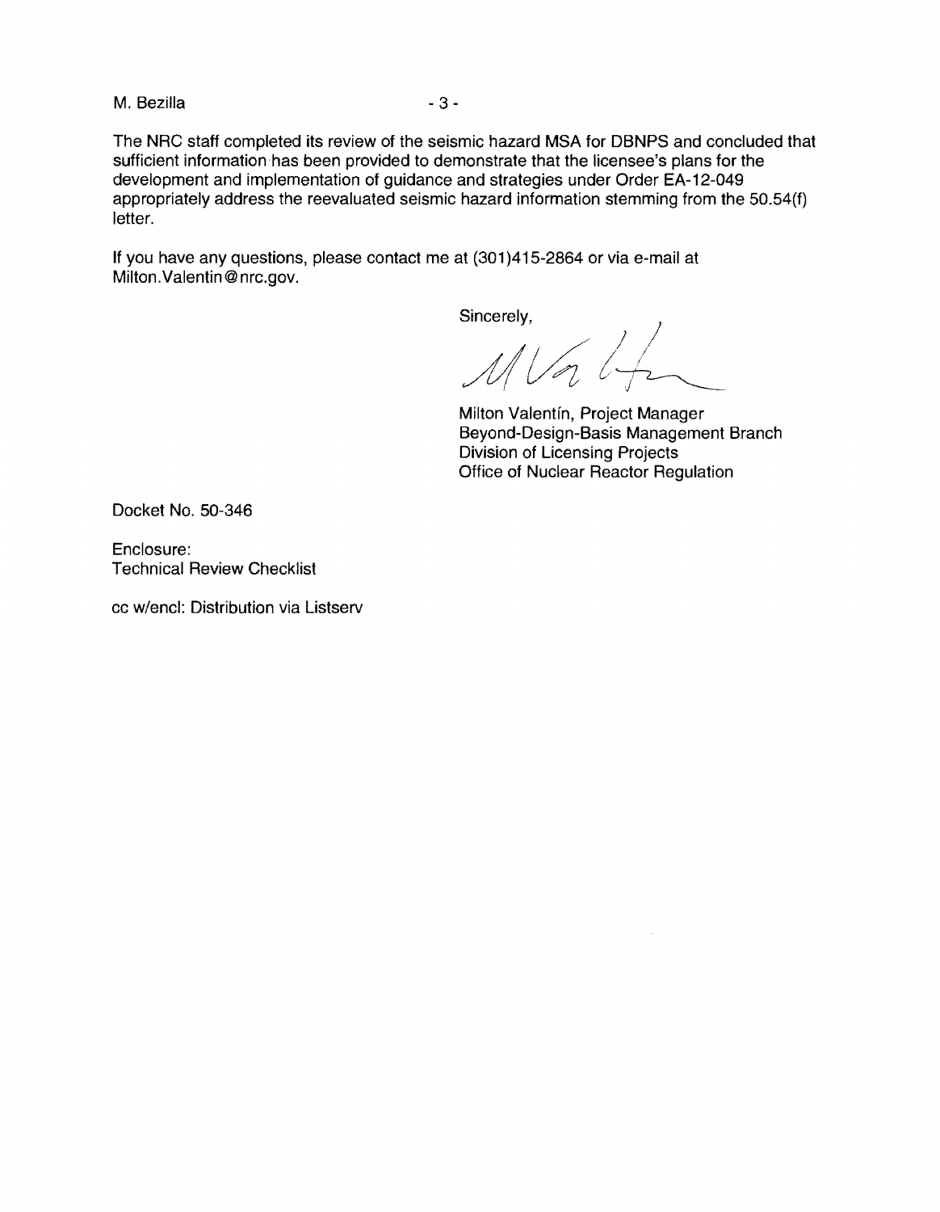The NRC staff completed its review of the seismic hazard MSA for DBNPS and concluded that sufficient information has been provided to demonstrate that the licensee's plans for the development and implementation of guidance and strategies under Order EA-12-049 appropriately address the reevaluated seismic hazard information stemming from the 50.54(f) letter.

If you have any questions, please contact me at (301)415-2864 or via e-mail at Milton.Valentin@nrc.gov.

Sincerely,

Milton Valentín, Project Manager
Beyond-Design-Basis Management Branch
Division of Licensing Projects
Office of Nuclear Reactor Regulation

Docket No. 50-346

Enclosure:
Technical Review Checklist

cc w/encl: Distribution via Listserv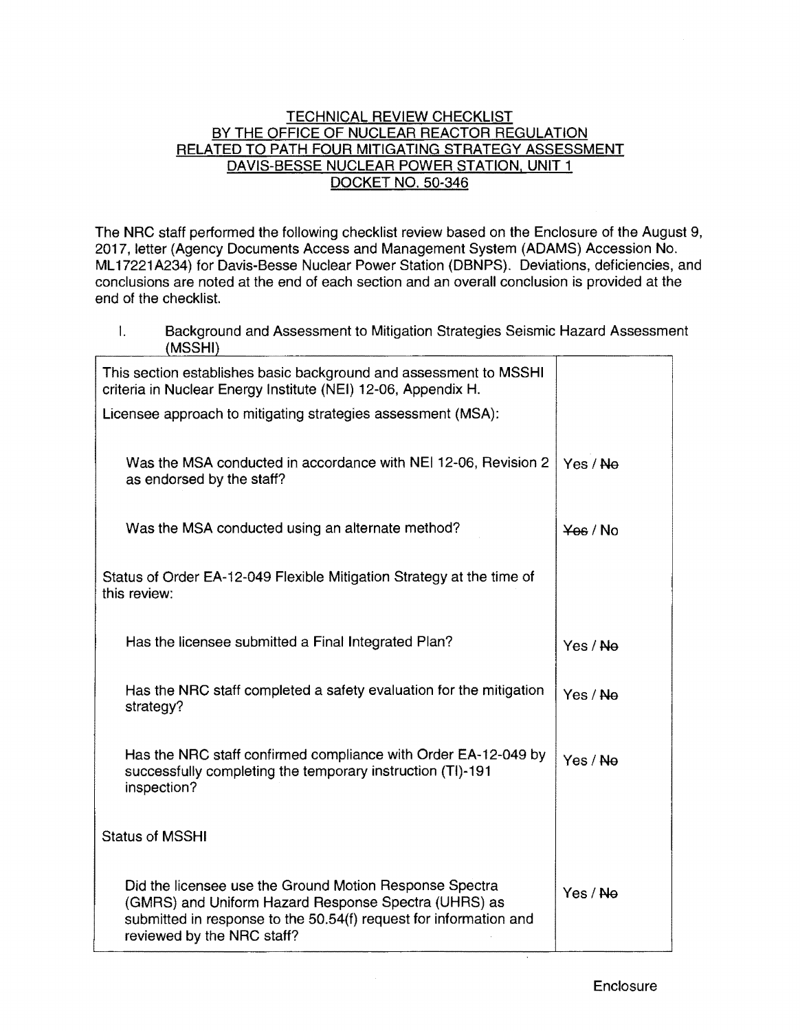TECHNICAL REVIEW CHECKLIST
BY THE OFFICE OF NUCLEAR REACTOR REGULATION
RELATED TO PATH FOUR MITIGATING STRATEGY ASSESSMENT
DAVIS-BESSE NUCLEAR POWER STATION, UNIT 1
DOCKET NO. 50-346

The NRC staff performed the following checklist review based on the Enclosure of the August 9, 2017, letter (Agency Documents Access and Management System (ADAMS) Accession No. ML17221A234) for Davis-Besse Nuclear Power Station (DBNPS). Deviations, deficiencies, and conclusions are noted at the end of each section and an overall conclusion is provided at the end of the checklist.

I. Background and Assessment to Mitigation Strategies Seismic Hazard Assessment (MSSHI)

| | |
|---|---|
| This section establishes basic background and assessment to MSSHI criteria in Nuclear Energy Institute (NEI) 12-06, Appendix H. | |
| Licensee approach to mitigating strategies assessment (MSA): | |
| Was the MSA conducted in accordance with NEI 12-06, Revision 2 as endorsed by the staff? | Yes / ~~No~~ |
| Was the MSA conducted using an alternate method? | ~~Yes~~ / No |
| Status of Order EA-12-049 Flexible Mitigation Strategy at the time of this review: | |
| Has the licensee submitted a Final Integrated Plan? | Yes / ~~No~~ |
| Has the NRC staff completed a safety evaluation for the mitigation strategy? | Yes / ~~No~~ |
| Has the NRC staff confirmed compliance with Order EA-12-049 by successfully completing the temporary instruction (TI)-191 inspection? | Yes / ~~No~~ |
| Status of MSSHI | |
| Did the licensee use the Ground Motion Response Spectra (GMRS) and Uniform Hazard Response Spectra (UHRS) as submitted in response to the 50.54(f) request for information and reviewed by the NRC staff? | Yes / ~~No~~ |

Enclosure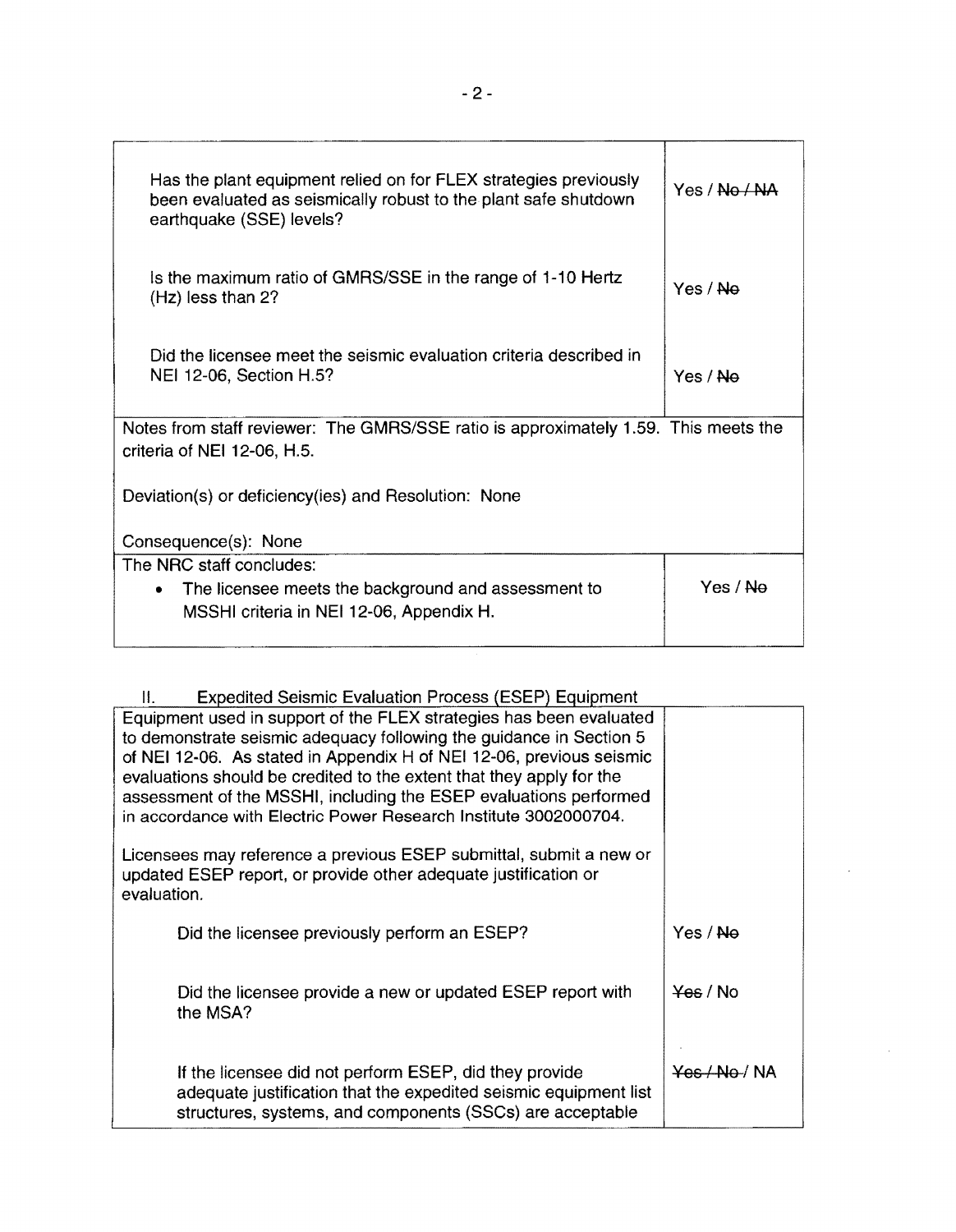| | |
|---|---|
| Has the plant equipment relied on for FLEX strategies previously been evaluated as seismically robust to the plant safe shutdown earthquake (SSE) levels? | Yes / ~~No / NA~~ |
| Is the maximum ratio of GMRS/SSE in the range of 1-10 Hertz (Hz) less than 2? | Yes / ~~No~~ |
| Did the licensee meet the seismic evaluation criteria described in NEI 12-06, Section H.5? | Yes / ~~No~~ |
| Notes from staff reviewer: The GMRS/SSE ratio is approximately 1.59. This meets the criteria of NEI 12-06, H.5.<br><br>Deviation(s) or deficiency(ies) and Resolution: None<br><br>Consequence(s): None | |
| The NRC staff concludes:<br>• The licensee meets the background and assessment to MSSHI criteria in NEI 12-06, Appendix H. | Yes / ~~No~~ |

II. Expedited Seismic Evaluation Process (ESEP) Equipment

| | |
|---|---|
| Equipment used in support of the FLEX strategies has been evaluated to demonstrate seismic adequacy following the guidance in Section 5 of NEI 12-06. As stated in Appendix H of NEI 12-06, previous seismic evaluations should be credited to the extent that they apply for the assessment of the MSSHI, including the ESEP evaluations performed in accordance with Electric Power Research Institute 3002000704.<br><br>Licensees may reference a previous ESEP submittal, submit a new or updated ESEP report, or provide other adequate justification or evaluation. | |
| Did the licensee previously perform an ESEP? | Yes / ~~No~~ |
| Did the licensee provide a new or updated ESEP report with the MSA? | ~~Yes~~ / No |
| If the licensee did not perform ESEP, did they provide adequate justification that the expedited seismic equipment list structures, systems, and components (SSCs) are acceptable | ~~Yes / No~~ / NA |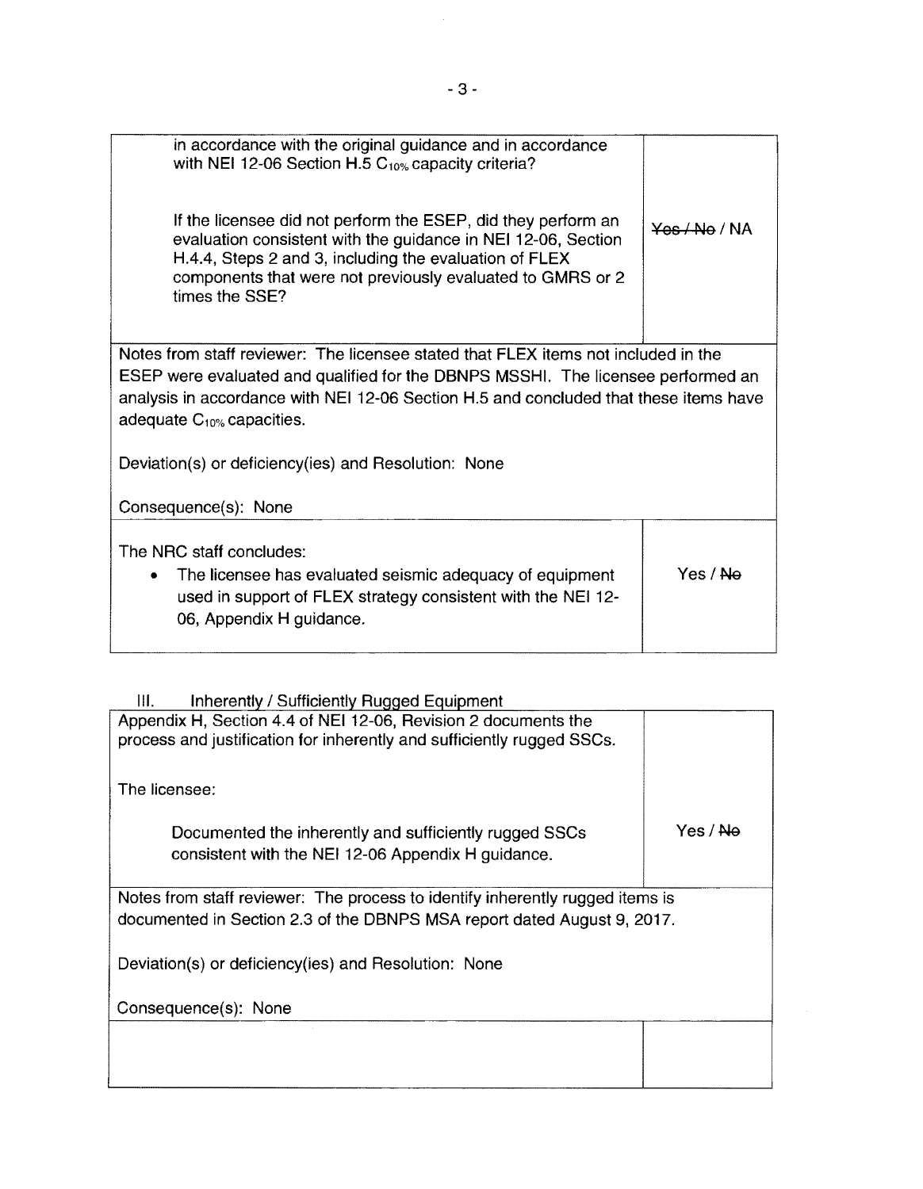| | |
|---|---|
| in accordance with the original guidance and in accordance with NEI 12-06 Section H.5 $C_{10\%}$ capacity criteria?<br><br>If the licensee did not perform the ESEP, did they perform an evaluation consistent with the guidance in NEI 12-06, Section H.4.4, Steps 2 and 3, including the evaluation of FLEX components that were not previously evaluated to GMRS or 2 times the SSE? | ~~Yes / No~~ / NA |
| Notes from staff reviewer: The licensee stated that FLEX items not included in the ESEP were evaluated and qualified for the DBNPS MSSHI. The licensee performed an analysis in accordance with NEI 12-06 Section H.5 and concluded that these items have adequate $C_{10\%}$ capacities.<br><br>Deviation(s) or deficiency(ies) and Resolution: None<br><br>Consequence(s): None | |
| The NRC staff concludes:<br><ul><li>The licensee has evaluated seismic adequacy of equipment used in support of FLEX strategy consistent with the NEI 12-06, Appendix H guidance.</li></ul> | Yes / ~~No~~ |

III. Inherently / Sufficiently Rugged Equipment

| | |
|---|---|
| Appendix H, Section 4.4 of NEI 12-06, Revision 2 documents the process and justification for inherently and sufficiently rugged SSCs.<br><br>The licensee:<br><br>Documented the inherently and sufficiently rugged SSCs consistent with the NEI 12-06 Appendix H guidance. | Yes / ~~No~~ |
| Notes from staff reviewer: The process to identify inherently rugged items is documented in Section 2.3 of the DBNPS MSA report dated August 9, 2017.<br><br>Deviation(s) or deficiency(ies) and Resolution: None<br><br>Consequence(s): None | |
| | |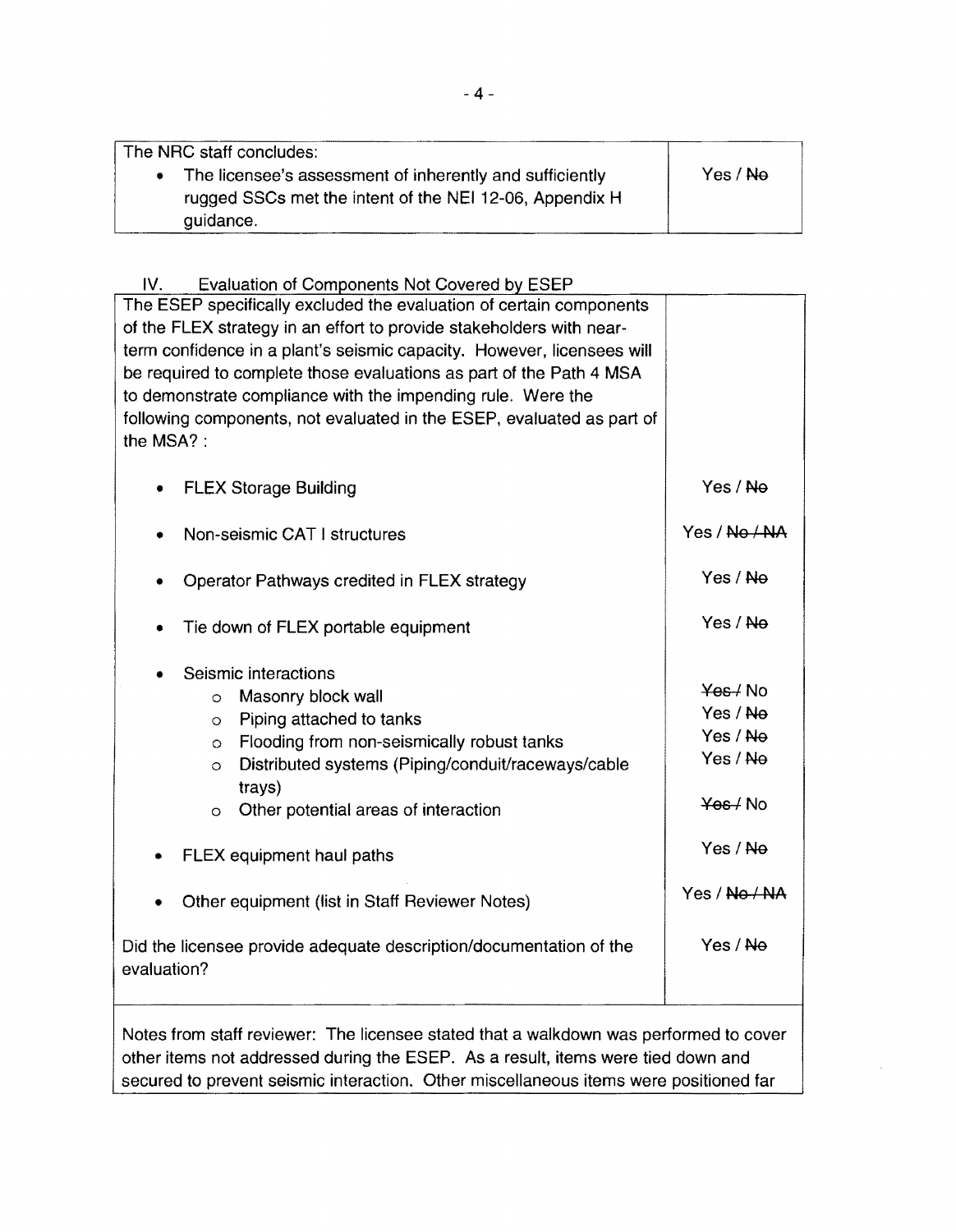| The NRC staff concludes: | |
|---|---|
| • The licensee's assessment of inherently and sufficiently rugged SSCs met the intent of the NEI 12-06, Appendix H guidance. | Yes / ~~No~~ |

IV. Evaluation of Components Not Covered by ESEP

| The ESEP specifically excluded the evaluation of certain components of the FLEX strategy in an effort to provide stakeholders with near-term confidence in a plant's seismic capacity. However, licensees will be required to complete those evaluations as part of the Path 4 MSA to demonstrate compliance with the impending rule. Were the following components, not evaluated in the ESEP, evaluated as part of the MSA? : | |
|---|---|
| • FLEX Storage Building | Yes / ~~No~~ |
| • Non-seismic CAT I structures | Yes / ~~No / NA~~ |
| • Operator Pathways credited in FLEX strategy | Yes / ~~No~~ |
| • Tie down of FLEX portable equipment | Yes / ~~No~~ |
| • Seismic interactions | |
| &nbsp;&nbsp;&nbsp;&nbsp;o Masonry block wall | ~~Yes /~~ No |
| &nbsp;&nbsp;&nbsp;&nbsp;o Piping attached to tanks | Yes / ~~No~~ |
| &nbsp;&nbsp;&nbsp;&nbsp;o Flooding from non-seismically robust tanks | Yes / ~~No~~ |
| &nbsp;&nbsp;&nbsp;&nbsp;o Distributed systems (Piping/conduit/raceways/cable trays) | Yes / ~~No~~ |
| &nbsp;&nbsp;&nbsp;&nbsp;o Other potential areas of interaction | ~~Yes /~~ No |
| • FLEX equipment haul paths | Yes / ~~No~~ |
| • Other equipment (list in Staff Reviewer Notes) | Yes / ~~No / NA~~ |
| Did the licensee provide adequate description/documentation of the evaluation? | Yes / ~~No~~ |

Notes from staff reviewer: The licensee stated that a walkdown was performed to cover other items not addressed during the ESEP. As a result, items were tied down and secured to prevent seismic interaction. Other miscellaneous items were positioned far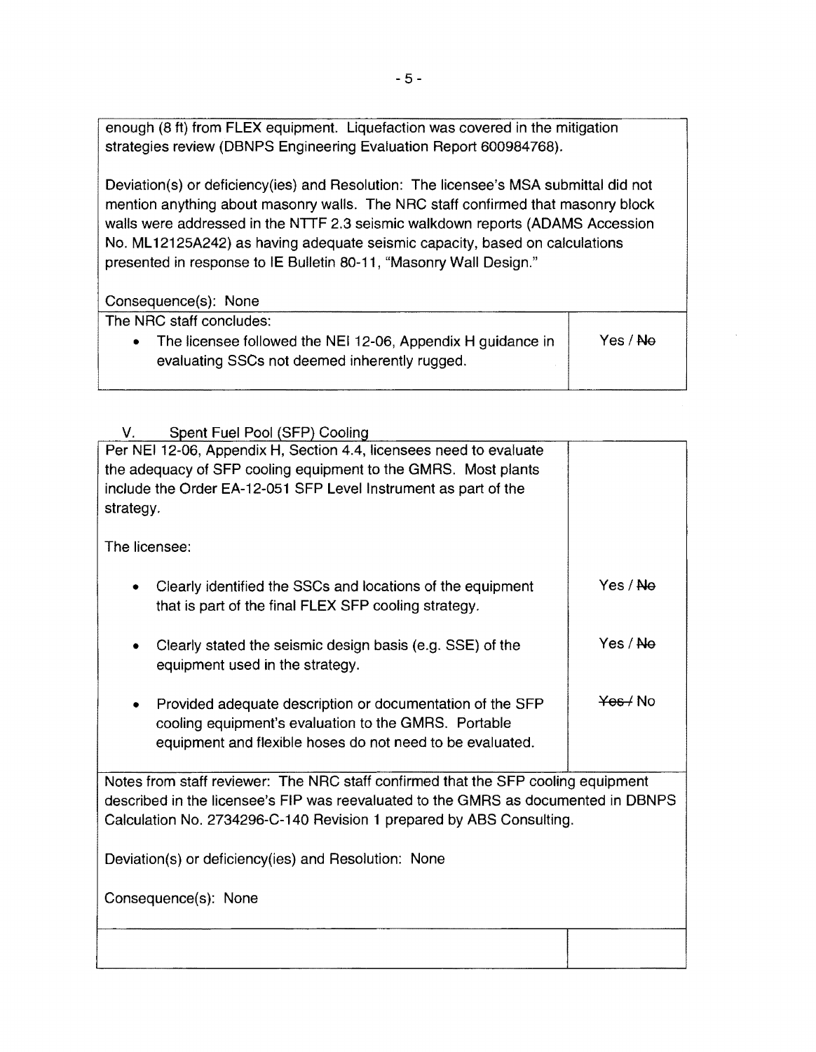enough (8 ft) from FLEX equipment. Liquefaction was covered in the mitigation strategies review (DBNPS Engineering Evaluation Report 600984768).

Deviation(s) or deficiency(ies) and Resolution: The licensee's MSA submittal did not mention anything about masonry walls. The NRC staff confirmed that masonry block walls were addressed in the NTTF 2.3 seismic walkdown reports (ADAMS Accession No. ML12125A242) as having adequate seismic capacity, based on calculations presented in response to IE Bulletin 80-11, "Masonry Wall Design."

Consequence(s): None

| The NRC staff concludes: | |
|---|---|
| • The licensee followed the NEI 12-06, Appendix H guidance in evaluating SSCs not deemed inherently rugged. | Yes / ~~No~~ |

## V. Spent Fuel Pool (SFP) Cooling

| Per NEI 12-06, Appendix H, Section 4.4, licensees need to evaluate the adequacy of SFP cooling equipment to the GMRS. Most plants include the Order EA-12-051 SFP Level Instrument as part of the strategy. | |
|---|---|
| The licensee: | |
| • Clearly identified the SSCs and locations of the equipment that is part of the final FLEX SFP cooling strategy. | Yes / ~~No~~ |
| • Clearly stated the seismic design basis (e.g. SSE) of the equipment used in the strategy. | Yes / ~~No~~ |
| • Provided adequate description or documentation of the SFP cooling equipment's evaluation to the GMRS. Portable equipment and flexible hoses do not need to be evaluated. | ~~Yes /~~ No |

Notes from staff reviewer: The NRC staff confirmed that the SFP cooling equipment described in the licensee's FIP was reevaluated to the GMRS as documented in DBNPS Calculation No. 2734296-C-140 Revision 1 prepared by ABS Consulting.

Deviation(s) or deficiency(ies) and Resolution: None

Consequence(s): None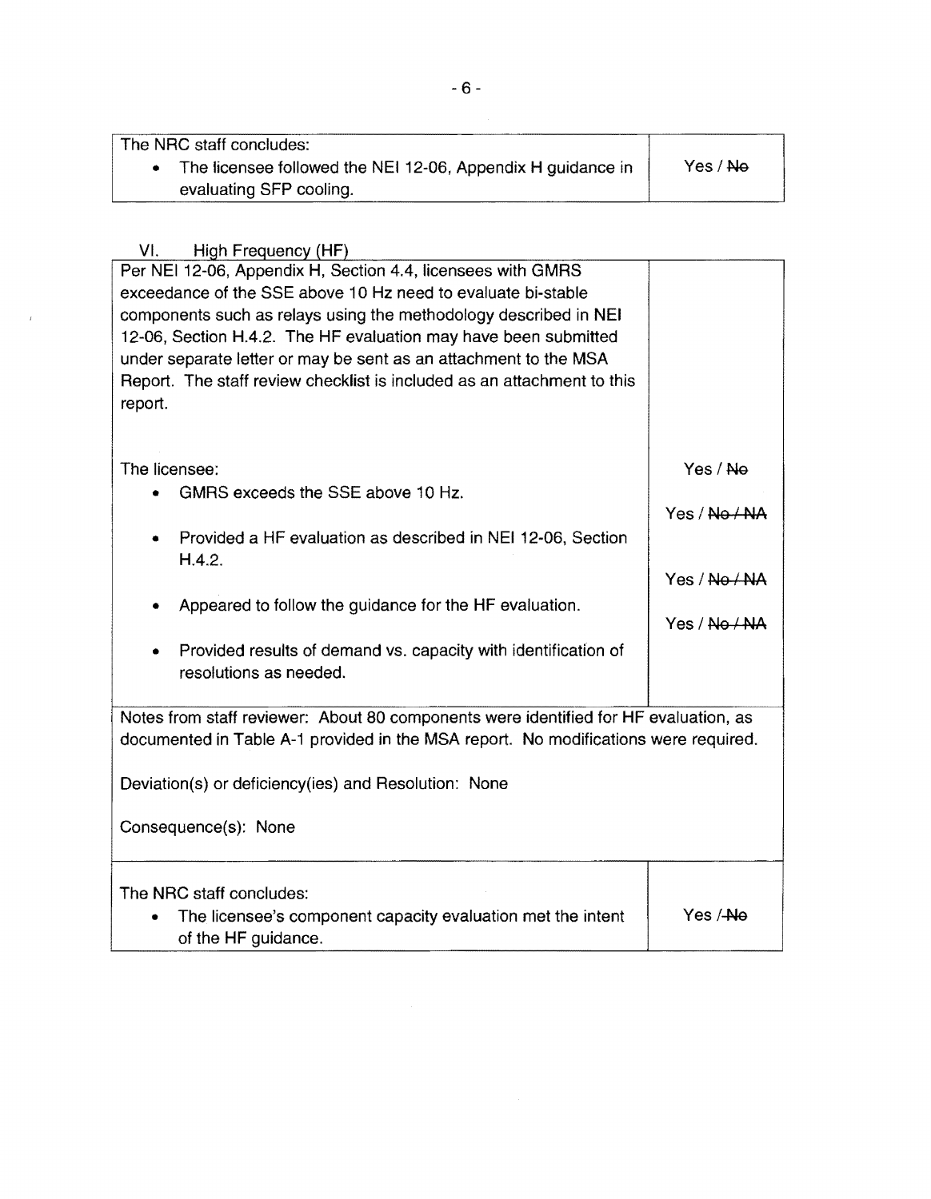| The NRC staff concludes: | |
|---|---|
| • The licensee followed the NEI 12-06, Appendix H guidance in evaluating SFP cooling. | Yes / ~~No~~ |

## VI. High Frequency (HF)

| Per NEI 12-06, Appendix H, Section 4.4, licensees with GMRS exceedance of the SSE above 10 Hz need to evaluate bi-stable components such as relays using the methodology described in NEI 12-06, Section H.4.2. The HF evaluation may have been submitted under separate letter or may be sent as an attachment to the MSA Report. The staff review checklist is included as an attachment to this report. | |
|---|---|
| The licensee: | |
| • GMRS exceeds the SSE above 10 Hz. | Yes / ~~No~~ |
| • Provided a HF evaluation as described in NEI 12-06, Section H.4.2. | Yes / ~~No / NA~~ |
| • Appeared to follow the guidance for the HF evaluation. | Yes / ~~No / NA~~ |
| • Provided results of demand vs. capacity with identification of resolutions as needed. | Yes / ~~No / NA~~ |

Notes from staff reviewer: About 80 components were identified for HF evaluation, as documented in Table A-1 provided in the MSA report. No modifications were required.

Deviation(s) or deficiency(ies) and Resolution: None

Consequence(s): None

| The NRC staff concludes: | |
|---|---|
| • The licensee's component capacity evaluation met the intent of the HF guidance. | Yes / ~~No~~ |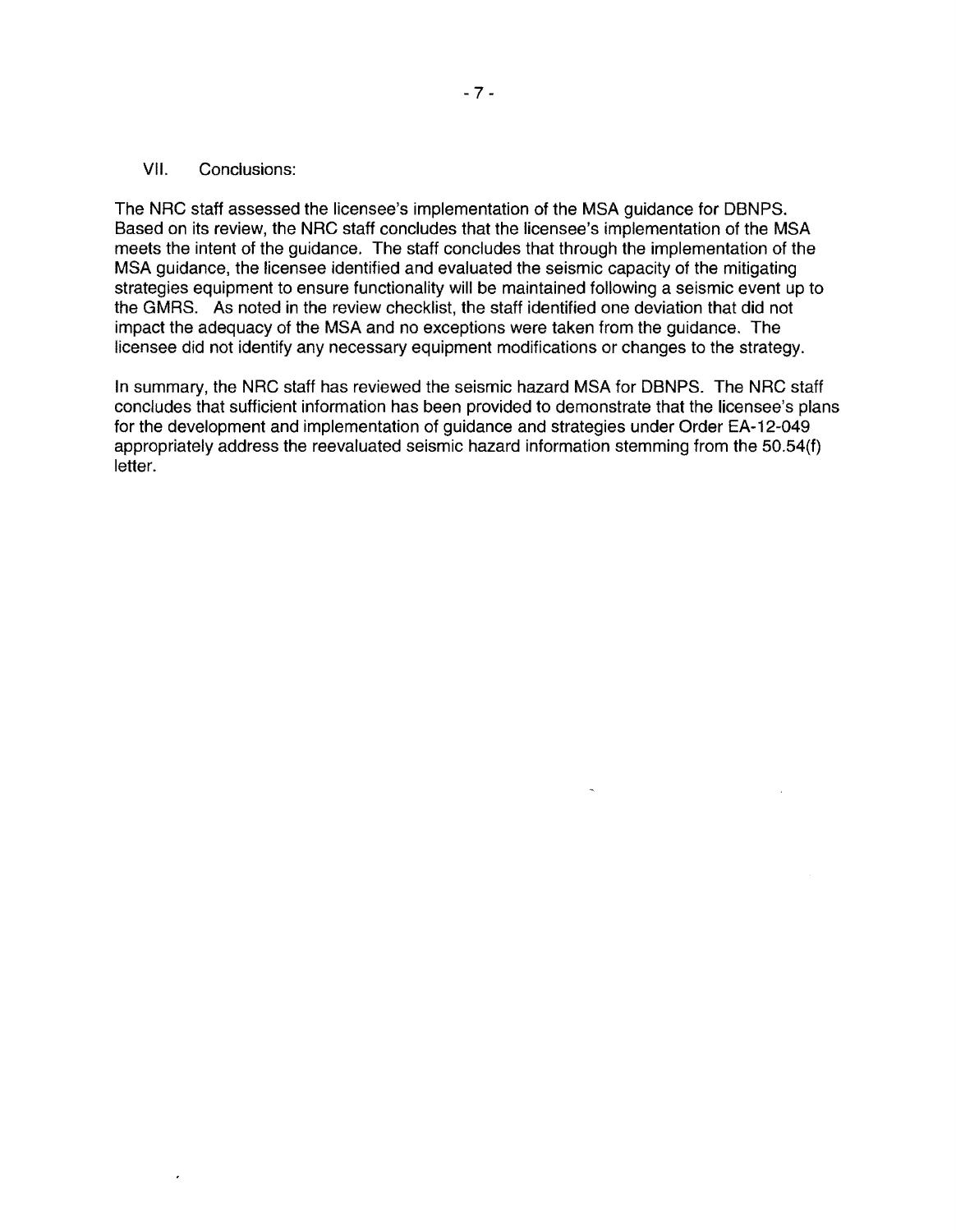## VII. Conclusions:

The NRC staff assessed the licensee's implementation of the MSA guidance for DBNPS. Based on its review, the NRC staff concludes that the licensee's implementation of the MSA meets the intent of the guidance. The staff concludes that through the implementation of the MSA guidance, the licensee identified and evaluated the seismic capacity of the mitigating strategies equipment to ensure functionality will be maintained following a seismic event up to the GMRS. As noted in the review checklist, the staff identified one deviation that did not impact the adequacy of the MSA and no exceptions were taken from the guidance. The licensee did not identify any necessary equipment modifications or changes to the strategy.

In summary, the NRC staff has reviewed the seismic hazard MSA for DBNPS. The NRC staff concludes that sufficient information has been provided to demonstrate that the licensee's plans for the development and implementation of guidance and strategies under Order EA-12-049 appropriately address the reevaluated seismic hazard information stemming from the 50.54(f) letter.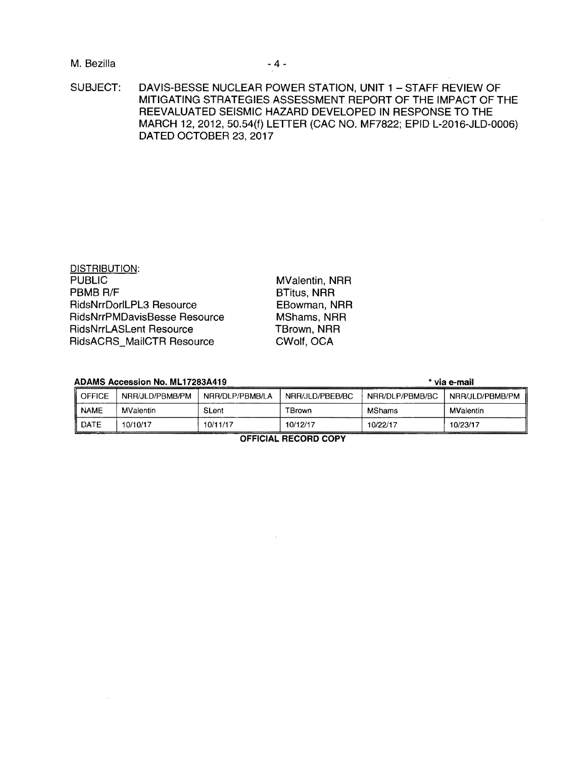M. Bezilla

SUBJECT: DAVIS-BESSE NUCLEAR POWER STATION, UNIT 1 – STAFF REVIEW OF MITIGATING STRATEGIES ASSESSMENT REPORT OF THE IMPACT OF THE REEVALUATED SEISMIC HAZARD DEVELOPED IN RESPONSE TO THE MARCH 12, 2012, 50.54(f) LETTER (CAC NO. MF7822; EPID L-2016-JLD-0006) DATED OCTOBER 23, 2017

DISTRIBUTION:

PUBLIC
PBMB R/F
RidsNrrDorlLPL3 Resource
RidsNrrPMDavisBesse Resource
RidsNrrLASLent Resource
RidsACRS_MailCTR Resource
MValentin, NRR
BTitus, NRR
EBowman, NRR
MShams, NRR
TBrown, NRR
CWolf, OCA

**ADAMS Accession No. ML17283A419** **\* via e-mail**

| OFFICE | NRR/JLD/PBMB/PM | NRR/DLP/PBMB/LA | NRR/JLD/PBEB/BC | NRR/DLP/PBMB/BC | NRR/JLD/PBMB/PM |
|---|---|---|---|---|---|
| NAME | MValentin | SLent | TBrown | MShams | MValentin |
| DATE | 10/10/17 | 10/11/17 | 10/12/17 | 10/22/17 | 10/23/17 |

**OFFICIAL RECORD COPY**